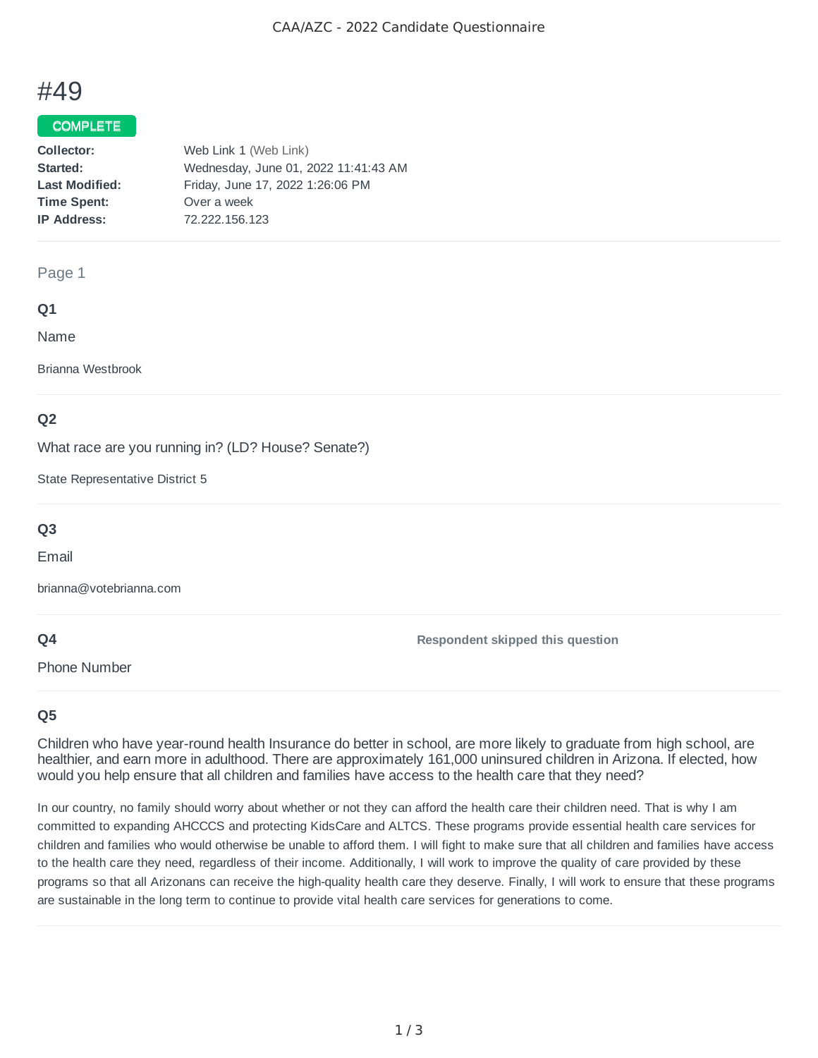# #49

**COMPLETE**

| | |
|---|---|
| **Collector:** | Web Link 1 (Web Link) |
| **Started:** | Wednesday, June 01, 2022 11:41:43 AM |
| **Last Modified:** | Friday, June 17, 2022 1:26:06 PM |
| **Time Spent:** | Over a week |
| **IP Address:** | 72.222.156.123 |

## Page 1

### Q1

Name

Brianna Westbrook

### Q2

What race are you running in? (LD? House? Senate?)

State Representative District 5

### Q3

Email

brianna@votebrianna.com

### Q4

Phone Number

**Respondent skipped this question**

### Q5

Children who have year-round health Insurance do better in school, are more likely to graduate from high school, are healthier, and earn more in adulthood. There are approximately 161,000 uninsured children in Arizona. If elected, how would you help ensure that all children and families have access to the health care that they need?

In our country, no family should worry about whether or not they can afford the health care their children need. That is why I am committed to expanding AHCCCS and protecting KidsCare and ALTCS. These programs provide essential health care services for children and families who would otherwise be unable to afford them. I will fight to make sure that all children and families have access to the health care they need, regardless of their income. Additionally, I will work to improve the quality of care provided by these programs so that all Arizonans can receive the high-quality health care they deserve. Finally, I will work to ensure that these programs are sustainable in the long term to continue to provide vital health care services for generations to come.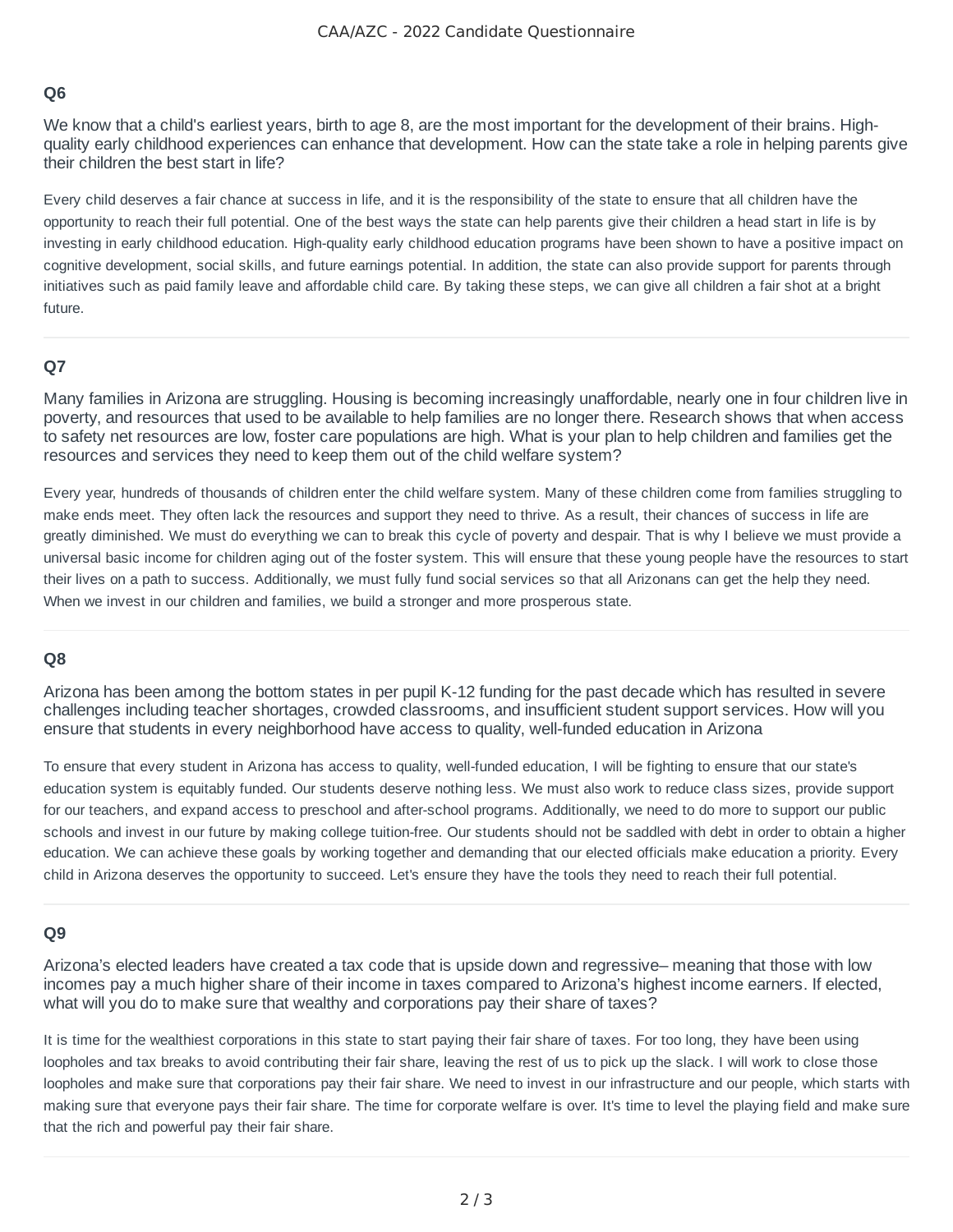### Q6

We know that a child's earliest years, birth to age 8, are the most important for the development of their brains. High-quality early childhood experiences can enhance that development. How can the state take a role in helping parents give their children the best start in life?

Every child deserves a fair chance at success in life, and it is the responsibility of the state to ensure that all children have the opportunity to reach their full potential. One of the best ways the state can help parents give their children a head start in life is by investing in early childhood education. High-quality early childhood education programs have been shown to have a positive impact on cognitive development, social skills, and future earnings potential. In addition, the state can also provide support for parents through initiatives such as paid family leave and affordable child care. By taking these steps, we can give all children a fair shot at a bright future.

---

### Q7

Many families in Arizona are struggling. Housing is becoming increasingly unaffordable, nearly one in four children live in poverty, and resources that used to be available to help families are no longer there. Research shows that when access to safety net resources are low, foster care populations are high. What is your plan to help children and families get the resources and services they need to keep them out of the child welfare system?

Every year, hundreds of thousands of children enter the child welfare system. Many of these children come from families struggling to make ends meet. They often lack the resources and support they need to thrive. As a result, their chances of success in life are greatly diminished. We must do everything we can to break this cycle of poverty and despair. That is why I believe we must provide a universal basic income for children aging out of the foster system. This will ensure that these young people have the resources to start their lives on a path to success. Additionally, we must fully fund social services so that all Arizonans can get the help they need. When we invest in our children and families, we build a stronger and more prosperous state.

---

### Q8

Arizona has been among the bottom states in per pupil K-12 funding for the past decade which has resulted in severe challenges including teacher shortages, crowded classrooms, and insufficient student support services. How will you ensure that students in every neighborhood have access to quality, well-funded education in Arizona

To ensure that every student in Arizona has access to quality, well-funded education, I will be fighting to ensure that our state's education system is equitably funded. Our students deserve nothing less. We must also work to reduce class sizes, provide support for our teachers, and expand access to preschool and after-school programs. Additionally, we need to do more to support our public schools and invest in our future by making college tuition-free. Our students should not be saddled with debt in order to obtain a higher education. We can achieve these goals by working together and demanding that our elected officials make education a priority. Every child in Arizona deserves the opportunity to succeed. Let's ensure they have the tools they need to reach their full potential.

---

### Q9

Arizona's elected leaders have created a tax code that is upside down and regressive– meaning that those with low incomes pay a much higher share of their income in taxes compared to Arizona's highest income earners. If elected, what will you do to make sure that wealthy and corporations pay their share of taxes?

It is time for the wealthiest corporations in this state to start paying their fair share of taxes. For too long, they have been using loopholes and tax breaks to avoid contributing their fair share, leaving the rest of us to pick up the slack. I will work to close those loopholes and make sure that corporations pay their fair share. We need to invest in our infrastructure and our people, which starts with making sure that everyone pays their fair share. The time for corporate welfare is over. It's time to level the playing field and make sure that the rich and powerful pay their fair share.

---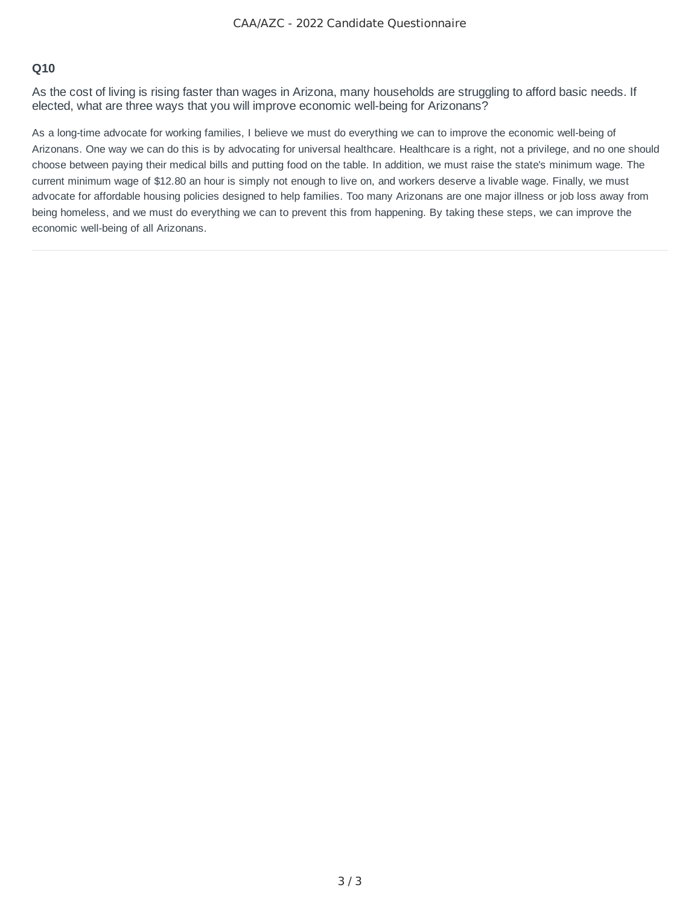### Q10

As the cost of living is rising faster than wages in Arizona, many households are struggling to afford basic needs. If elected, what are three ways that you will improve economic well-being for Arizonans?

As a long-time advocate for working families, I believe we must do everything we can to improve the economic well-being of Arizonans. One way we can do this is by advocating for universal healthcare. Healthcare is a right, not a privilege, and no one should choose between paying their medical bills and putting food on the table. In addition, we must raise the state's minimum wage. The current minimum wage of $12.80 an hour is simply not enough to live on, and workers deserve a livable wage. Finally, we must advocate for affordable housing policies designed to help families. Too many Arizonans are one major illness or job loss away from being homeless, and we must do everything we can to prevent this from happening. By taking these steps, we can improve the economic well-being of all Arizonans.